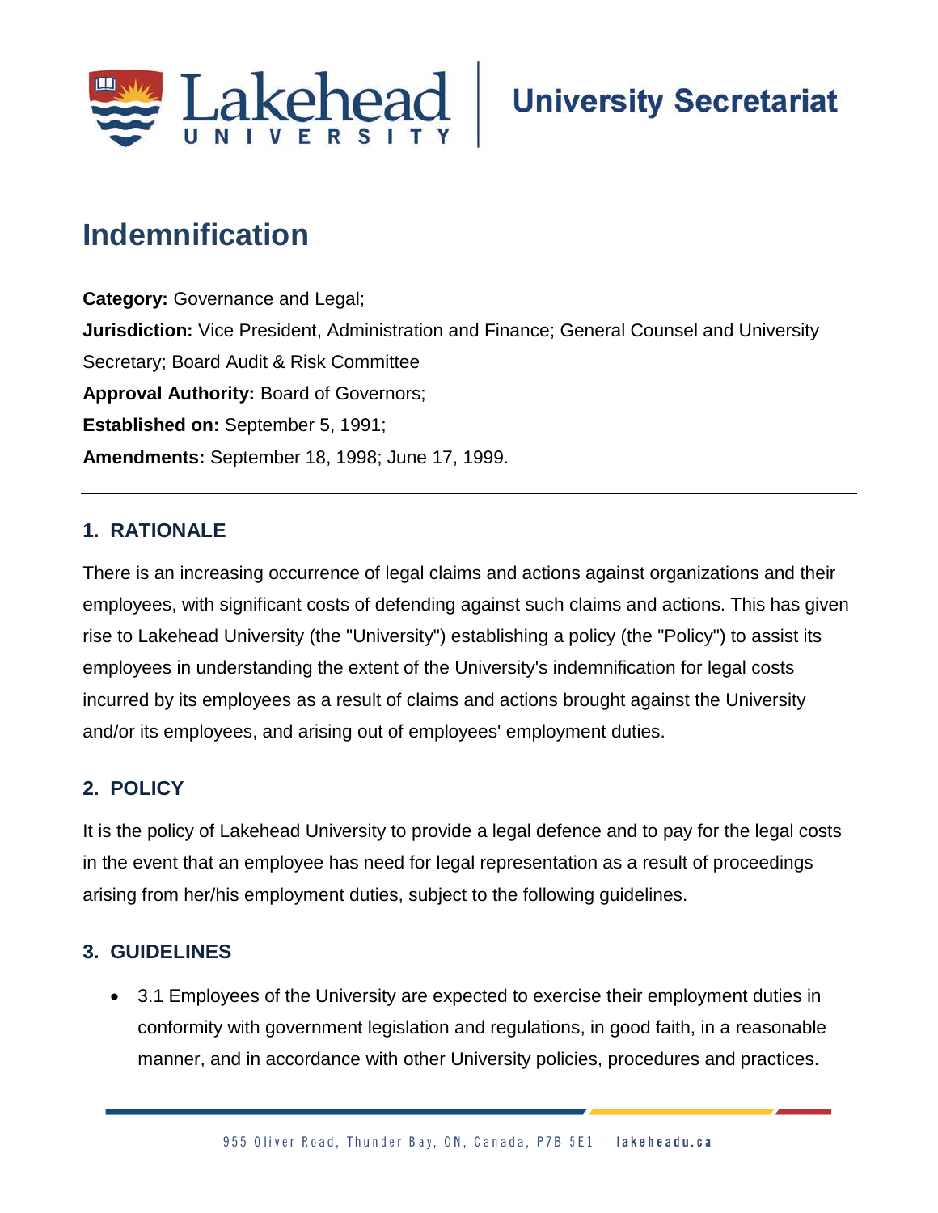# Indemnification

**Category:** Governance and Legal;
**Jurisdiction:** Vice President, Administration and Finance; General Counsel and University Secretary; Board Audit & Risk Committee
**Approval Authority:** Board of Governors;
**Established on:** September 5, 1991;
**Amendments:** September 18, 1998; June 17, 1999.

---

## 1. RATIONALE

There is an increasing occurrence of legal claims and actions against organizations and their employees, with significant costs of defending against such claims and actions. This has given rise to Lakehead University (the "University") establishing a policy (the "Policy") to assist its employees in understanding the extent of the University's indemnification for legal costs incurred by its employees as a result of claims and actions brought against the University and/or its employees, and arising out of employees' employment duties.

## 2. POLICY

It is the policy of Lakehead University to provide a legal defence and to pay for the legal costs in the event that an employee has need for legal representation as a result of proceedings arising from her/his employment duties, subject to the following guidelines.

## 3. GUIDELINES

- 3.1 Employees of the University are expected to exercise their employment duties in conformity with government legislation and regulations, in good faith, in a reasonable manner, and in accordance with other University policies, procedures and practices.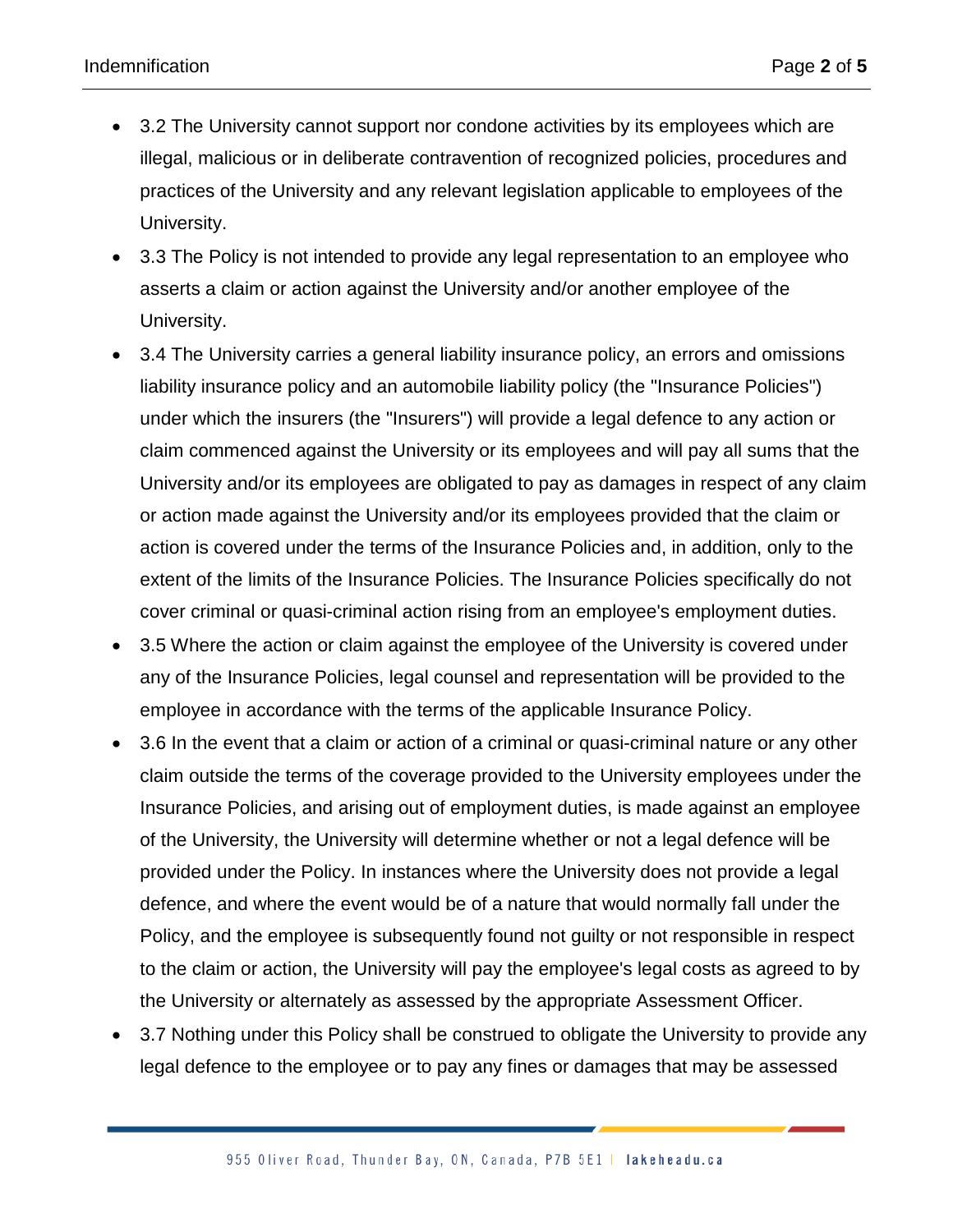- 3.2 The University cannot support nor condone activities by its employees which are illegal, malicious or in deliberate contravention of recognized policies, procedures and practices of the University and any relevant legislation applicable to employees of the University.
- 3.3 The Policy is not intended to provide any legal representation to an employee who asserts a claim or action against the University and/or another employee of the University.
- 3.4 The University carries a general liability insurance policy, an errors and omissions liability insurance policy and an automobile liability policy (the "Insurance Policies") under which the insurers (the "Insurers") will provide a legal defence to any action or claim commenced against the University or its employees and will pay all sums that the University and/or its employees are obligated to pay as damages in respect of any claim or action made against the University and/or its employees provided that the claim or action is covered under the terms of the Insurance Policies and, in addition, only to the extent of the limits of the Insurance Policies. The Insurance Policies specifically do not cover criminal or quasi-criminal action rising from an employee's employment duties.
- 3.5 Where the action or claim against the employee of the University is covered under any of the Insurance Policies, legal counsel and representation will be provided to the employee in accordance with the terms of the applicable Insurance Policy.
- 3.6 In the event that a claim or action of a criminal or quasi-criminal nature or any other claim outside the terms of the coverage provided to the University employees under the Insurance Policies, and arising out of employment duties, is made against an employee of the University, the University will determine whether or not a legal defence will be provided under the Policy. In instances where the University does not provide a legal defence, and where the event would be of a nature that would normally fall under the Policy, and the employee is subsequently found not guilty or not responsible in respect to the claim or action, the University will pay the employee's legal costs as agreed to by the University or alternately as assessed by the appropriate Assessment Officer.
- 3.7 Nothing under this Policy shall be construed to obligate the University to provide any legal defence to the employee or to pay any fines or damages that may be assessed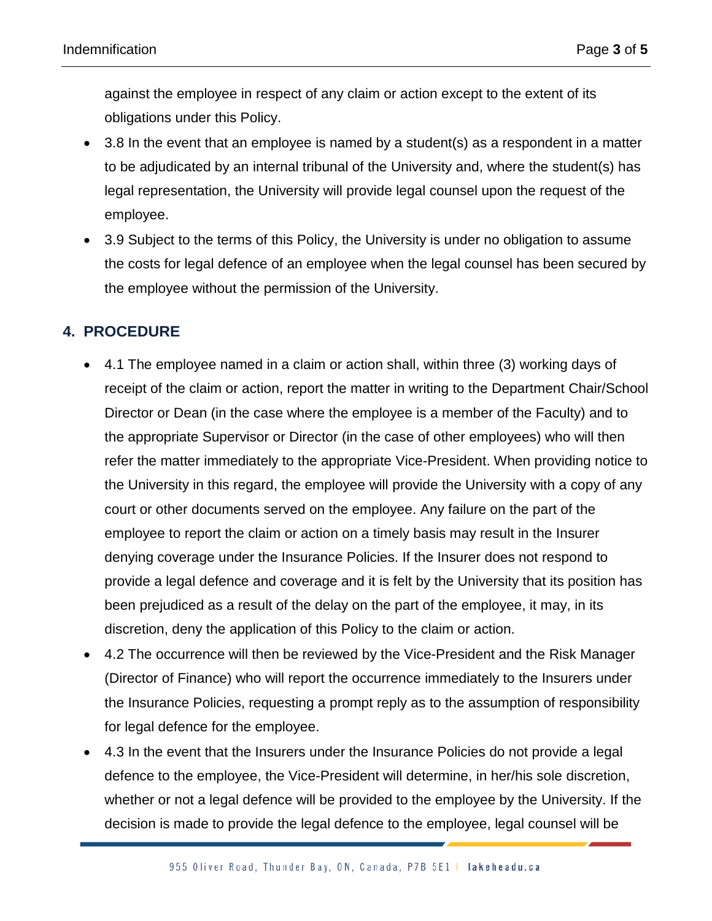against the employee in respect of any claim or action except to the extent of its obligations under this Policy.

- 3.8 In the event that an employee is named by a student(s) as a respondent in a matter to be adjudicated by an internal tribunal of the University and, where the student(s) has legal representation, the University will provide legal counsel upon the request of the employee.
- 3.9 Subject to the terms of this Policy, the University is under no obligation to assume the costs for legal defence of an employee when the legal counsel has been secured by the employee without the permission of the University.

## 4. PROCEDURE

- 4.1 The employee named in a claim or action shall, within three (3) working days of receipt of the claim or action, report the matter in writing to the Department Chair/School Director or Dean (in the case where the employee is a member of the Faculty) and to the appropriate Supervisor or Director (in the case of other employees) who will then refer the matter immediately to the appropriate Vice-President. When providing notice to the University in this regard, the employee will provide the University with a copy of any court or other documents served on the employee. Any failure on the part of the employee to report the claim or action on a timely basis may result in the Insurer denying coverage under the Insurance Policies. If the Insurer does not respond to provide a legal defence and coverage and it is felt by the University that its position has been prejudiced as a result of the delay on the part of the employee, it may, in its discretion, deny the application of this Policy to the claim or action.
- 4.2 The occurrence will then be reviewed by the Vice-President and the Risk Manager (Director of Finance) who will report the occurrence immediately to the Insurers under the Insurance Policies, requesting a prompt reply as to the assumption of responsibility for legal defence for the employee.
- 4.3 In the event that the Insurers under the Insurance Policies do not provide a legal defence to the employee, the Vice-President will determine, in her/his sole discretion, whether or not a legal defence will be provided to the employee by the University. If the decision is made to provide the legal defence to the employee, legal counsel will be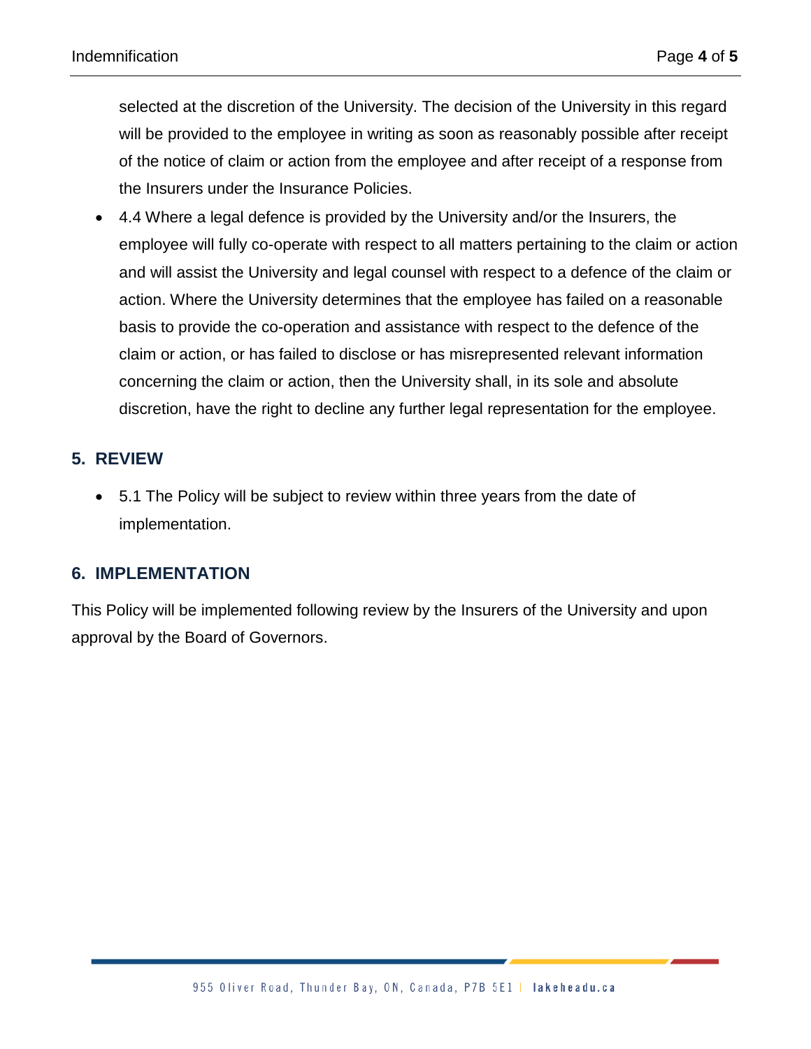selected at the discretion of the University. The decision of the University in this regard will be provided to the employee in writing as soon as reasonably possible after receipt of the notice of claim or action from the employee and after receipt of a response from the Insurers under the Insurance Policies.

- 4.4 Where a legal defence is provided by the University and/or the Insurers, the employee will fully co-operate with respect to all matters pertaining to the claim or action and will assist the University and legal counsel with respect to a defence of the claim or action. Where the University determines that the employee has failed on a reasonable basis to provide the co-operation and assistance with respect to the defence of the claim or action, or has failed to disclose or has misrepresented relevant information concerning the claim or action, then the University shall, in its sole and absolute discretion, have the right to decline any further legal representation for the employee.

## 5. REVIEW

- 5.1 The Policy will be subject to review within three years from the date of implementation.

## 6. IMPLEMENTATION

This Policy will be implemented following review by the Insurers of the University and upon approval by the Board of Governors.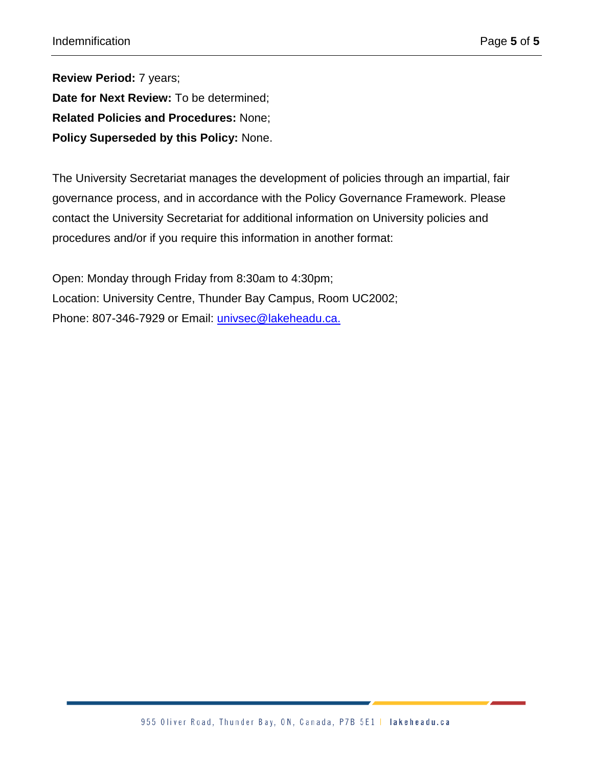**Review Period:** 7 years;
**Date for Next Review:** To be determined;
**Related Policies and Procedures:** None;
**Policy Superseded by this Policy:** None.

The University Secretariat manages the development of policies through an impartial, fair governance process, and in accordance with the Policy Governance Framework. Please contact the University Secretariat for additional information on University policies and procedures and/or if you require this information in another format:

Open: Monday through Friday from 8:30am to 4:30pm;
Location: University Centre, Thunder Bay Campus, Room UC2002;
Phone: 807-346-7929 or Email: [univsec@lakeheadu.ca.](mailto:univsec@lakeheadu.ca)